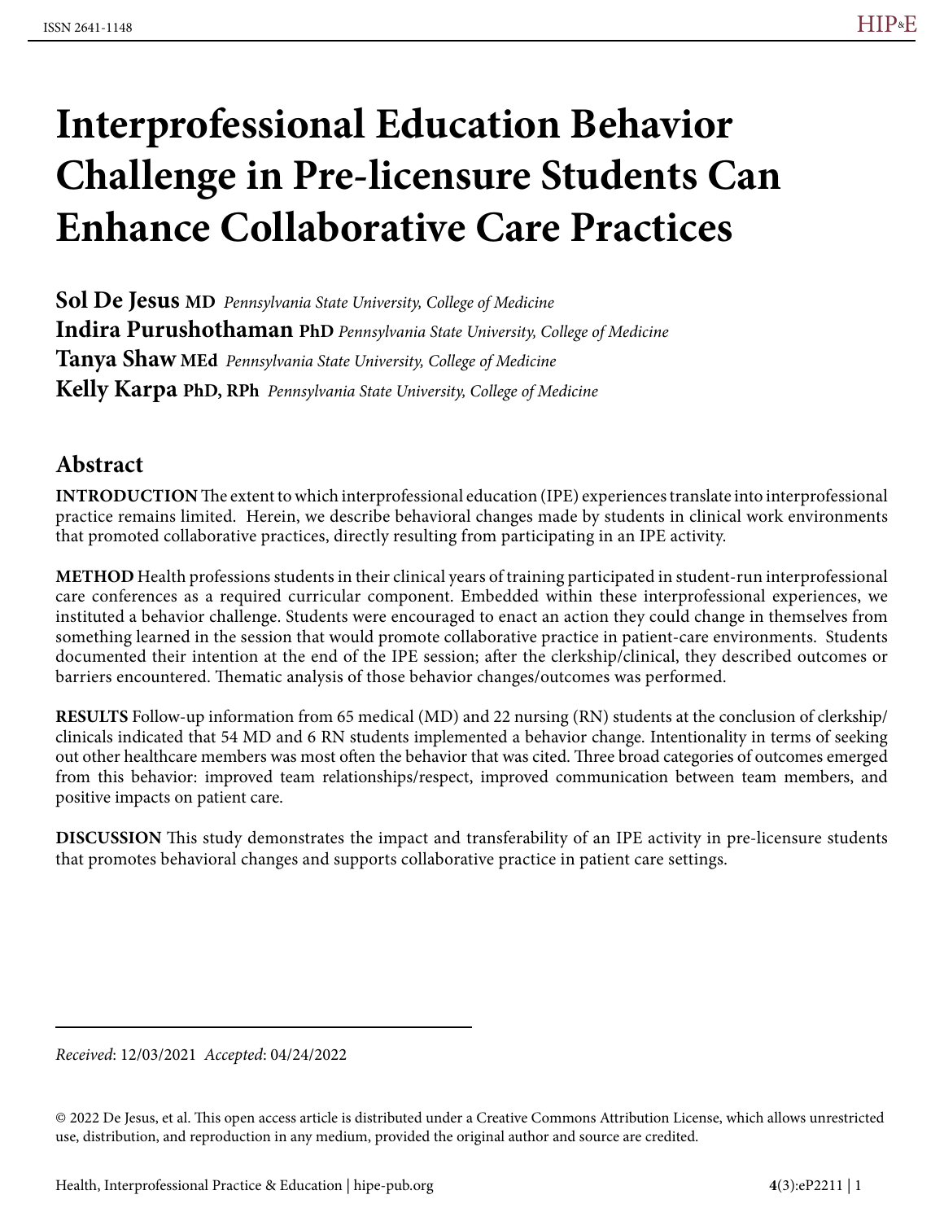# Interprofessional Education Behavior Challenge in Pre-licensure Students Can Enhance Collaborative Care Practices

**Sol De Jesus** MD *Pennsylvania State University, College of Medicine*
**Indira Purushothaman** PhD *Pennsylvania State University, College of Medicine*
**Tanya Shaw** MEd *Pennsylvania State University, College of Medicine*
**Kelly Karpa** PhD, RPh *Pennsylvania State University, College of Medicine*

## Abstract

**INTRODUCTION** The extent to which interprofessional education (IPE) experiences translate into interprofessional practice remains limited. Herein, we describe behavioral changes made by students in clinical work environments that promoted collaborative practices, directly resulting from participating in an IPE activity.

**METHOD** Health professions students in their clinical years of training participated in student-run interprofessional care conferences as a required curricular component. Embedded within these interprofessional experiences, we instituted a behavior challenge. Students were encouraged to enact an action they could change in themselves from something learned in the session that would promote collaborative practice in patient-care environments. Students documented their intention at the end of the IPE session; after the clerkship/clinical, they described outcomes or barriers encountered. Thematic analysis of those behavior changes/outcomes was performed.

**RESULTS** Follow-up information from 65 medical (MD) and 22 nursing (RN) students at the conclusion of clerkship/clinicals indicated that 54 MD and 6 RN students implemented a behavior change. Intentionality in terms of seeking out other healthcare members was most often the behavior that was cited. Three broad categories of outcomes emerged from this behavior: improved team relationships/respect, improved communication between team members, and positive impacts on patient care.

**DISCUSSION** This study demonstrates the impact and transferability of an IPE activity in pre-licensure students that promotes behavioral changes and supports collaborative practice in patient care settings.

*Received*: 12/03/2021 *Accepted*: 04/24/2022

© 2022 De Jesus, et al. This open access article is distributed under a Creative Commons Attribution License, which allows unrestricted use, distribution, and reproduction in any medium, provided the original author and source are credited.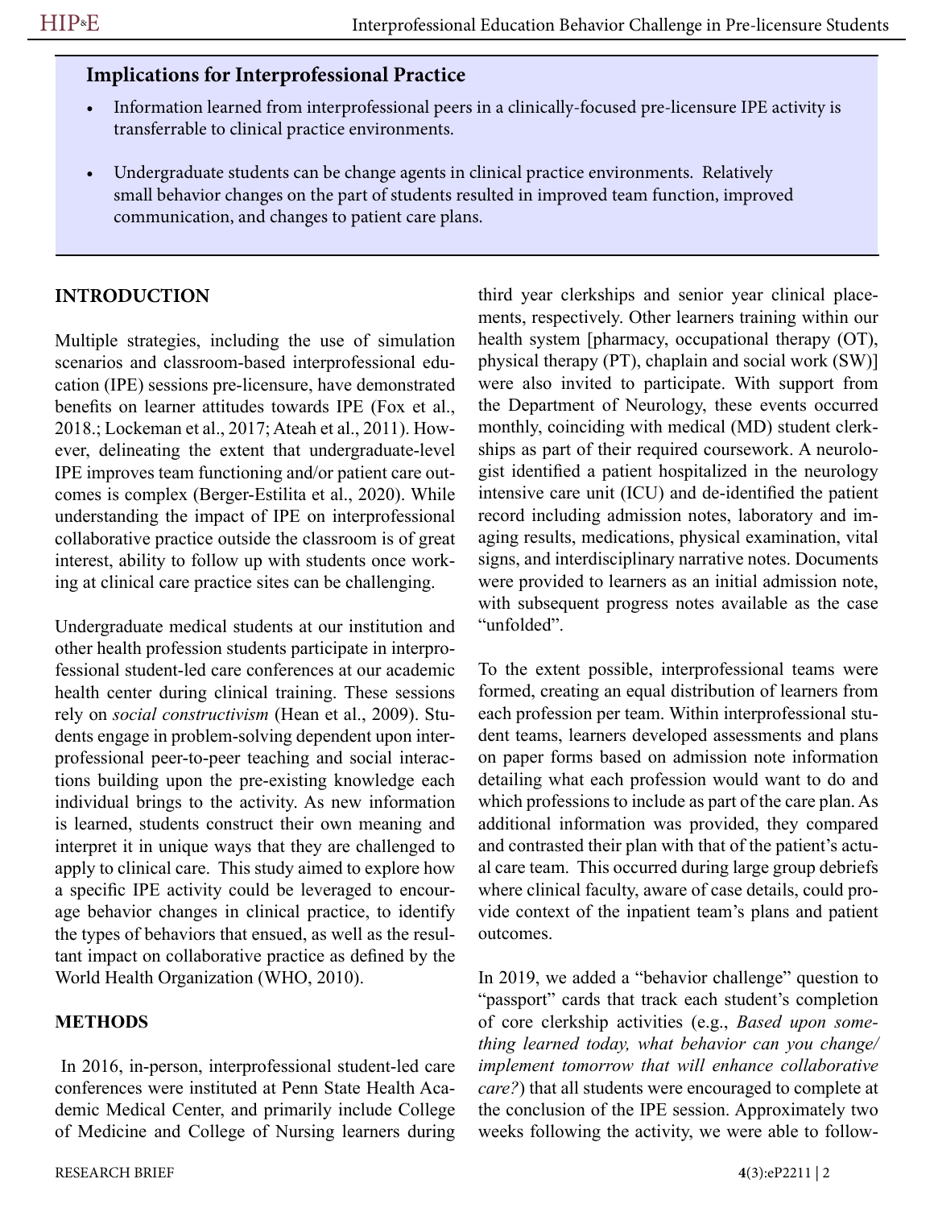### Implications for Interprofessional Practice

- Information learned from interprofessional peers in a clinically-focused pre-licensure IPE activity is transferrable to clinical practice environments.
- Undergraduate students can be change agents in clinical practice environments. Relatively small behavior changes on the part of students resulted in improved team function, improved communication, and changes to patient care plans.

## INTRODUCTION

Multiple strategies, including the use of simulation scenarios and classroom-based interprofessional education (IPE) sessions pre-licensure, have demonstrated benefits on learner attitudes towards IPE (Fox et al., 2018.; Lockeman et al., 2017; Ateah et al., 2011). However, delineating the extent that undergraduate-level IPE improves team functioning and/or patient care outcomes is complex (Berger-Estilita et al., 2020). While understanding the impact of IPE on interprofessional collaborative practice outside the classroom is of great interest, ability to follow up with students once working at clinical care practice sites can be challenging.

Undergraduate medical students at our institution and other health profession students participate in interprofessional student-led care conferences at our academic health center during clinical training. These sessions rely on *social constructivism* (Hean et al., 2009). Students engage in problem-solving dependent upon interprofessional peer-to-peer teaching and social interactions building upon the pre-existing knowledge each individual brings to the activity. As new information is learned, students construct their own meaning and interpret it in unique ways that they are challenged to apply to clinical care. This study aimed to explore how a specific IPE activity could be leveraged to encourage behavior changes in clinical practice, to identify the types of behaviors that ensued, as well as the resultant impact on collaborative practice as defined by the World Health Organization (WHO, 2010).

## METHODS

In 2016, in-person, interprofessional student-led care conferences were instituted at Penn State Health Academic Medical Center, and primarily include College of Medicine and College of Nursing learners during third year clerkships and senior year clinical placements, respectively. Other learners training within our health system [pharmacy, occupational therapy (OT), physical therapy (PT), chaplain and social work (SW)] were also invited to participate. With support from the Department of Neurology, these events occurred monthly, coinciding with medical (MD) student clerkships as part of their required coursework. A neurologist identified a patient hospitalized in the neurology intensive care unit (ICU) and de-identified the patient record including admission notes, laboratory and imaging results, medications, physical examination, vital signs, and interdisciplinary narrative notes. Documents were provided to learners as an initial admission note, with subsequent progress notes available as the case "unfolded".

To the extent possible, interprofessional teams were formed, creating an equal distribution of learners from each profession per team. Within interprofessional student teams, learners developed assessments and plans on paper forms based on admission note information detailing what each profession would want to do and which professions to include as part of the care plan. As additional information was provided, they compared and contrasted their plan with that of the patient's actual care team. This occurred during large group debriefs where clinical faculty, aware of case details, could provide context of the inpatient team's plans and patient outcomes.

In 2019, we added a "behavior challenge" question to "passport" cards that track each student's completion of core clerkship activities (e.g., *Based upon something learned today, what behavior can you change/implement tomorrow that will enhance collaborative care?*) that all students were encouraged to complete at the conclusion of the IPE session. Approximately two weeks following the activity, we were able to follow-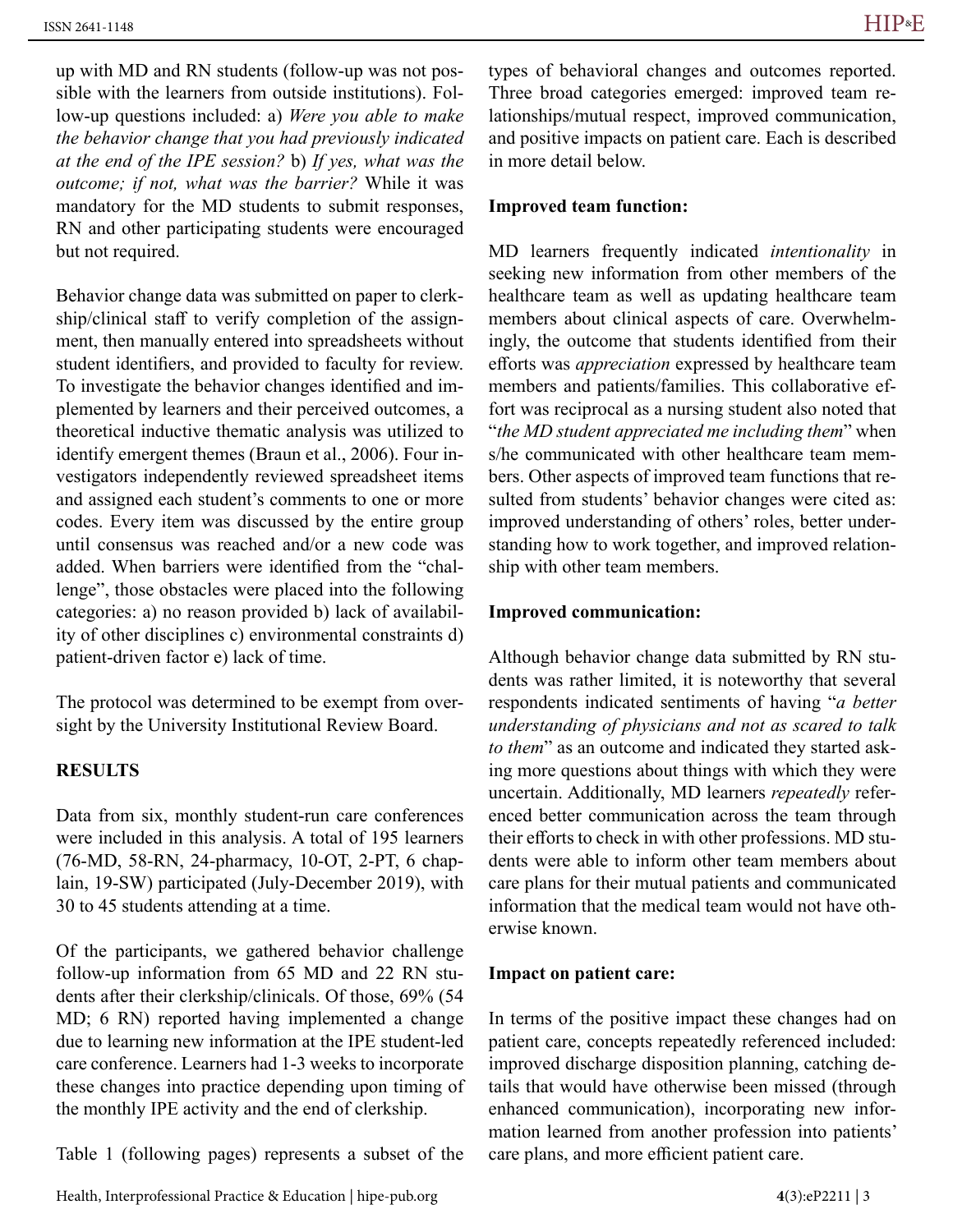up with MD and RN students (follow-up was not possible with the learners from outside institutions). Follow-up questions included: a) *Were you able to make the behavior change that you had previously indicated at the end of the IPE session?* b) *If yes, what was the outcome; if not, what was the barrier?* While it was mandatory for the MD students to submit responses, RN and other participating students were encouraged but not required.

Behavior change data was submitted on paper to clerkship/clinical staff to verify completion of the assignment, then manually entered into spreadsheets without student identifiers, and provided to faculty for review. To investigate the behavior changes identified and implemented by learners and their perceived outcomes, a theoretical inductive thematic analysis was utilized to identify emergent themes (Braun et al., 2006). Four investigators independently reviewed spreadsheet items and assigned each student's comments to one or more codes. Every item was discussed by the entire group until consensus was reached and/or a new code was added. When barriers were identified from the "challenge", those obstacles were placed into the following categories: a) no reason provided b) lack of availability of other disciplines c) environmental constraints d) patient-driven factor e) lack of time.

The protocol was determined to be exempt from oversight by the University Institutional Review Board.

## RESULTS

Data from six, monthly student-run care conferences were included in this analysis. A total of 195 learners (76-MD, 58-RN, 24-pharmacy, 10-OT, 2-PT, 6 chaplain, 19-SW) participated (July-December 2019), with 30 to 45 students attending at a time.

Of the participants, we gathered behavior challenge follow-up information from 65 MD and 22 RN students after their clerkship/clinicals. Of those, 69% (54 MD; 6 RN) reported having implemented a change due to learning new information at the IPE student-led care conference. Learners had 1-3 weeks to incorporate these changes into practice depending upon timing of the monthly IPE activity and the end of clerkship.

Table 1 (following pages) represents a subset of the types of behavioral changes and outcomes reported. Three broad categories emerged: improved team relationships/mutual respect, improved communication, and positive impacts on patient care. Each is described in more detail below.

### Improved team function:

MD learners frequently indicated *intentionality* in seeking new information from other members of the healthcare team as well as updating healthcare team members about clinical aspects of care. Overwhelmingly, the outcome that students identified from their efforts was *appreciation* expressed by healthcare team members and patients/families. This collaborative effort was reciprocal as a nursing student also noted that "*the MD student appreciated me including them*" when s/he communicated with other healthcare team members. Other aspects of improved team functions that resulted from students' behavior changes were cited as: improved understanding of others' roles, better understanding how to work together, and improved relationship with other team members.

### Improved communication:

Although behavior change data submitted by RN students was rather limited, it is noteworthy that several respondents indicated sentiments of having "*a better understanding of physicians and not as scared to talk to them*" as an outcome and indicated they started asking more questions about things with which they were uncertain. Additionally, MD learners *repeatedly* referenced better communication across the team through their efforts to check in with other professions. MD students were able to inform other team members about care plans for their mutual patients and communicated information that the medical team would not have otherwise known.

### Impact on patient care:

In terms of the positive impact these changes had on patient care, concepts repeatedly referenced included: improved discharge disposition planning, catching details that would have otherwise been missed (through enhanced communication), incorporating new information learned from another profession into patients' care plans, and more efficient patient care.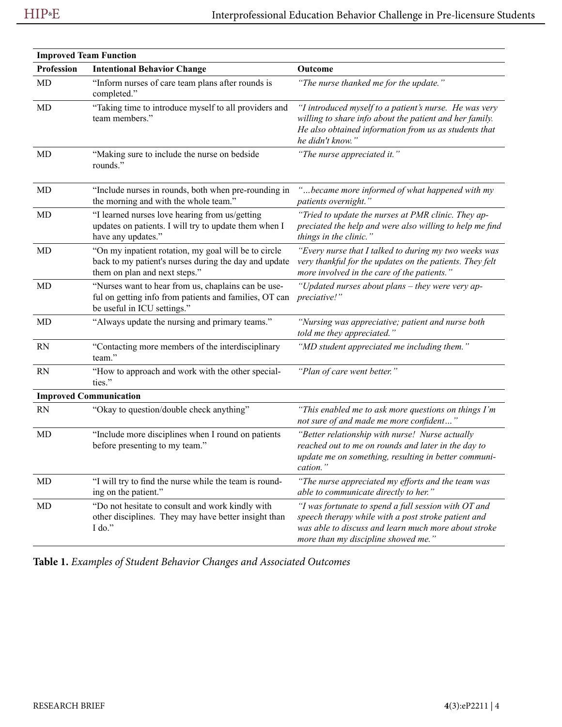| Improved Team Function | | |
|---|---|---|
| **Profession** | **Intentional Behavior Change** | **Outcome** |
| MD | "Inform nurses of care team plans after rounds is completed." | *"The nurse thanked me for the update."* |
| MD | "Taking time to introduce myself to all providers and team members." | *"I introduced myself to a patient's nurse. He was very willing to share info about the patient and her family. He also obtained information from us as students that he didn't know."* |
| MD | "Making sure to include the nurse on bedside rounds." | *"The nurse appreciated it."* |
| MD | "Include nurses in rounds, both when pre-rounding in the morning and with the whole team." | *"…became more informed of what happened with my patients overnight."* |
| MD | "I learned nurses love hearing from us/getting updates on patients. I will try to update them when I have any updates." | *"Tried to update the nurses at PMR clinic. They appreciated the help and were also willing to help me find things in the clinic."* |
| MD | "On my inpatient rotation, my goal will be to circle back to my patient's nurses during the day and update them on plan and next steps." | *"Every nurse that I talked to during my two weeks was very thankful for the updates on the patients. They felt more involved in the care of the patients."* |
| MD | "Nurses want to hear from us, chaplains can be useful on getting info from patients and families, OT can be useful in ICU settings." | *"Updated nurses about plans – they were very appreciative!"* |
| MD | "Always update the nursing and primary teams." | *"Nursing was appreciative; patient and nurse both told me they appreciated."* |
| RN | "Contacting more members of the interdisciplinary team." | *"MD student appreciated me including them."* |
| RN | "How to approach and work with the other specialties." | *"Plan of care went better."* |
| **Improved Communication** | | |
| RN | "Okay to question/double check anything" | *"This enabled me to ask more questions on things I'm not sure of and made me more confident…"* |
| MD | "Include more disciplines when I round on patients before presenting to my team." | *"Better relationship with nurse! Nurse actually reached out to me on rounds and later in the day to update me on something, resulting in better communication."* |
| MD | "I will try to find the nurse while the team is rounding on the patient." | *"The nurse appreciated my efforts and the team was able to communicate directly to her."* |
| MD | "Do not hesitate to consult and work kindly with other disciplines. They may have better insight than I do." | *"I was fortunate to spend a full session with OT and speech therapy while with a post stroke patient and was able to discuss and learn much more about stroke more than my discipline showed me."* |

**Table 1.** *Examples of Student Behavior Changes and Associated Outcomes*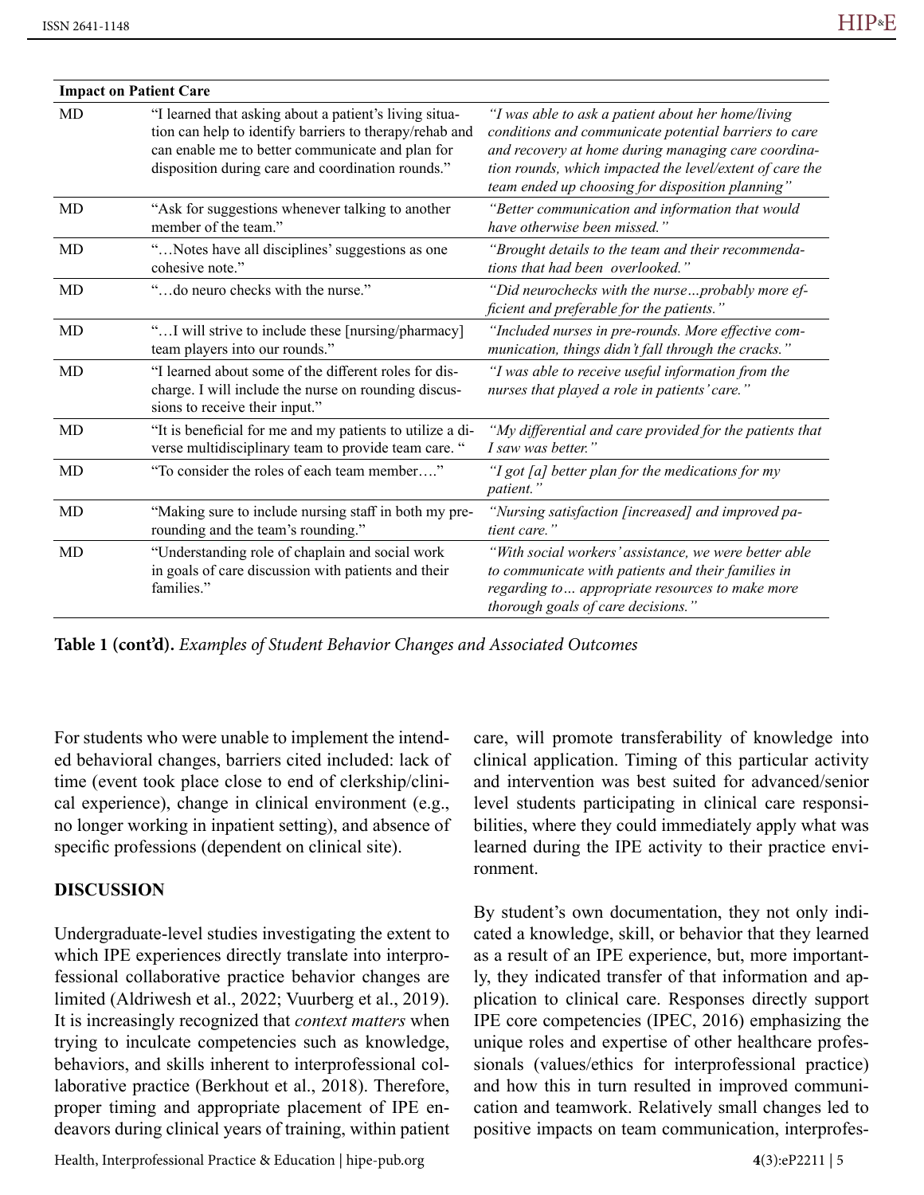| **Impact on Patient Care** | | |
|---|---|---|
| MD | "I learned that asking about a patient's living situation can help to identify barriers to therapy/rehab and can enable me to better communicate and plan for disposition during care and coordination rounds." | *"I was able to ask a patient about her home/living conditions and communicate potential barriers to care and recovery at home during managing care coordination rounds, which impacted the level/extent of care the team ended up choosing for disposition planning"* |
| MD | "Ask for suggestions whenever talking to another member of the team." | *"Better communication and information that would have otherwise been missed."* |
| MD | "…Notes have all disciplines' suggestions as one cohesive note." | *"Brought details to the team and their recommendations that had been overlooked."* |
| MD | "…do neuro checks with the nurse." | *"Did neurochecks with the nurse…probably more efficient and preferable for the patients."* |
| MD | "…I will strive to include these [nursing/pharmacy] team players into our rounds." | *"Included nurses in pre-rounds. More effective communication, things didn't fall through the cracks."* |
| MD | "I learned about some of the different roles for discharge. I will include the nurse on rounding discussions to receive their input." | *"I was able to receive useful information from the nurses that played a role in patients' care."* |
| MD | "It is beneficial for me and my patients to utilize a diverse multidisciplinary team to provide team care. " | *"My differential and care provided for the patients that I saw was better."* |
| MD | "To consider the roles of each team member…." | *"I got [a] better plan for the medications for my patient."* |
| MD | "Making sure to include nursing staff in both my pre-rounding and the team's rounding." | *"Nursing satisfaction [increased] and improved patient care."* |
| MD | "Understanding role of chaplain and social work in goals of care discussion with patients and their families." | *"With social workers' assistance, we were better able to communicate with patients and their families in regarding to… appropriate resources to make more thorough goals of care decisions."* |

**Table 1 (cont'd).** *Examples of Student Behavior Changes and Associated Outcomes*

For students who were unable to implement the intended behavioral changes, barriers cited included: lack of time (event took place close to end of clerkship/clinical experience), change in clinical environment (e.g., no longer working in inpatient setting), and absence of specific professions (dependent on clinical site).

## DISCUSSION

Undergraduate-level studies investigating the extent to which IPE experiences directly translate into interprofessional collaborative practice behavior changes are limited (Aldriwesh et al., 2022; Vuurberg et al., 2019). It is increasingly recognized that *context matters* when trying to inculcate competencies such as knowledge, behaviors, and skills inherent to interprofessional collaborative practice (Berkhout et al., 2018). Therefore, proper timing and appropriate placement of IPE endeavors during clinical years of training, within patient care, will promote transferability of knowledge into clinical application. Timing of this particular activity and intervention was best suited for advanced/senior level students participating in clinical care responsibilities, where they could immediately apply what was learned during the IPE activity to their practice environment.

By student's own documentation, they not only indicated a knowledge, skill, or behavior that they learned as a result of an IPE experience, but, more importantly, they indicated transfer of that information and application to clinical care. Responses directly support IPE core competencies (IPEC, 2016) emphasizing the unique roles and expertise of other healthcare professionals (values/ethics for interprofessional practice) and how this in turn resulted in improved communication and teamwork. Relatively small changes led to positive impacts on team communication, interprofes-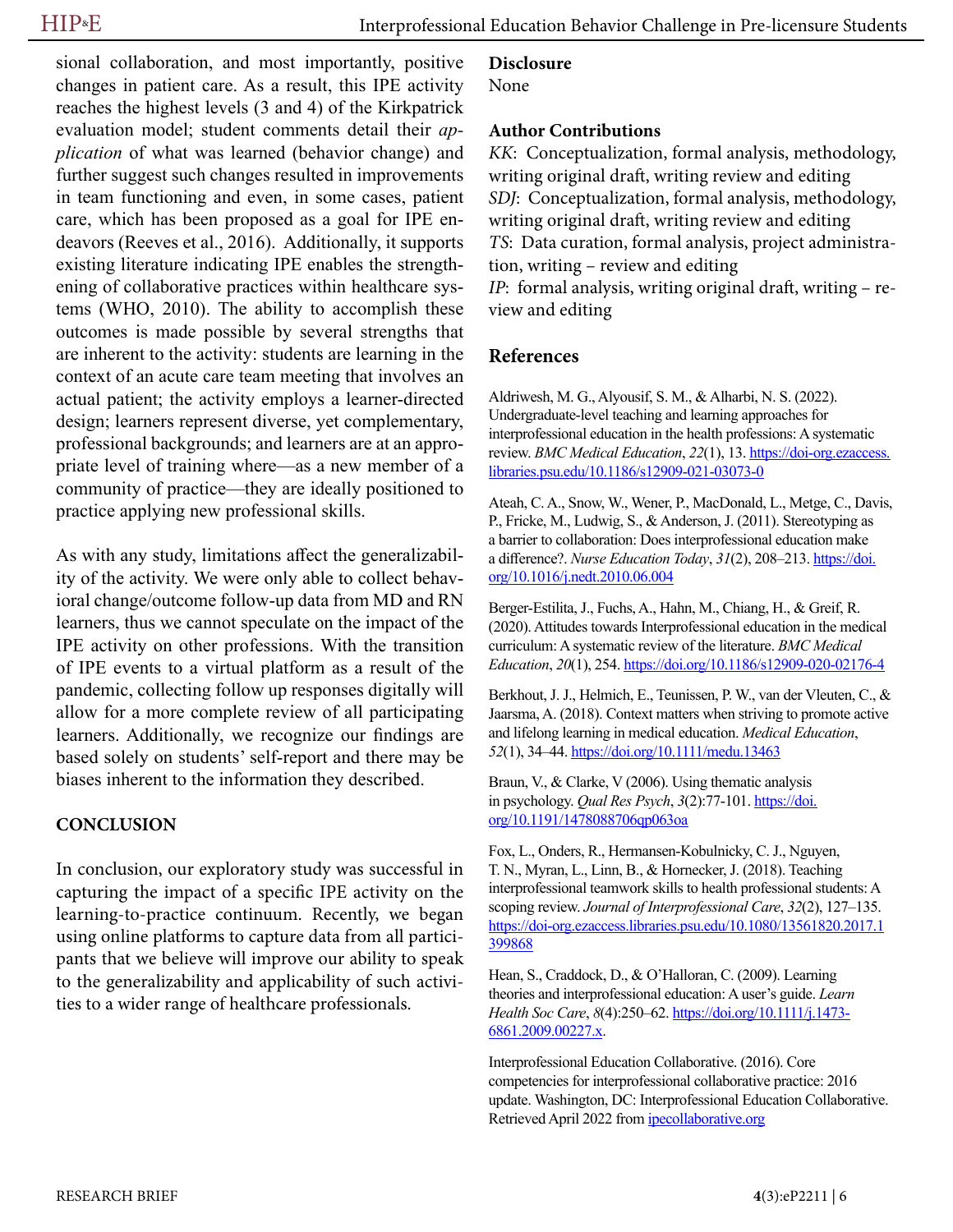sional collaboration, and most importantly, positive changes in patient care. As a result, this IPE activity reaches the highest levels (3 and 4) of the Kirkpatrick evaluation model; student comments detail their *application* of what was learned (behavior change) and further suggest such changes resulted in improvements in team functioning and even, in some cases, patient care, which has been proposed as a goal for IPE endeavors (Reeves et al., 2016). Additionally, it supports existing literature indicating IPE enables the strengthening of collaborative practices within healthcare systems (WHO, 2010). The ability to accomplish these outcomes is made possible by several strengths that are inherent to the activity: students are learning in the context of an acute care team meeting that involves an actual patient; the activity employs a learner-directed design; learners represent diverse, yet complementary, professional backgrounds; and learners are at an appropriate level of training where—as a new member of a community of practice—they are ideally positioned to practice applying new professional skills.

As with any study, limitations affect the generalizability of the activity. We were only able to collect behavioral change/outcome follow-up data from MD and RN learners, thus we cannot speculate on the impact of the IPE activity on other professions. With the transition of IPE events to a virtual platform as a result of the pandemic, collecting follow up responses digitally will allow for a more complete review of all participating learners. Additionally, we recognize our findings are based solely on students' self-report and there may be biases inherent to the information they described.

## CONCLUSION

In conclusion, our exploratory study was successful in capturing the impact of a specific IPE activity on the learning-to-practice continuum. Recently, we began using online platforms to capture data from all participants that we believe will improve our ability to speak to the generalizability and applicability of such activities to a wider range of healthcare professionals.

## Disclosure

None

## Author Contributions

*KK*: Conceptualization, formal analysis, methodology, writing original draft, writing review and editing
*SDJ*: Conceptualization, formal analysis, methodology, writing original draft, writing review and editing
*TS*: Data curation, formal analysis, project administration, writing – review and editing
*IP*: formal analysis, writing original draft, writing – review and editing

## References

Aldriwesh, M. G., Alyousif, S. M., & Alharbi, N. S. (2022). Undergraduate-level teaching and learning approaches for interprofessional education in the health professions: A systematic review. *BMC Medical Education*, *22*(1), 13. https://doi-org.ezaccess.libraries.psu.edu/10.1186/s12909-021-03073-0

Ateah, C. A., Snow, W., Wener, P., MacDonald, L., Metge, C., Davis, P., Fricke, M., Ludwig, S., & Anderson, J. (2011). Stereotyping as a barrier to collaboration: Does interprofessional education make a difference?. *Nurse Education Today*, *31*(2), 208–213. https://doi.org/10.1016/j.nedt.2010.06.004

Berger-Estilita, J., Fuchs, A., Hahn, M., Chiang, H., & Greif, R. (2020). Attitudes towards Interprofessional education in the medical curriculum: A systematic review of the literature. *BMC Medical Education*, *20*(1), 254. https://doi.org/10.1186/s12909-020-02176-4

Berkhout, J. J., Helmich, E., Teunissen, P. W., van der Vleuten, C., & Jaarsma, A. (2018). Context matters when striving to promote active and lifelong learning in medical education. *Medical Education*, *52*(1), 34–44. https://doi.org/10.1111/medu.13463

Braun, V., & Clarke, V (2006). Using thematic analysis in psychology. *Qual Res Psych*, *3*(2):77-101. https://doi.org/10.1191/1478088706qp063oa

Fox, L., Onders, R., Hermansen-Kobulnicky, C. J., Nguyen, T. N., Myran, L., Linn, B., & Hornecker, J. (2018). Teaching interprofessional teamwork skills to health professional students: A scoping review. *Journal of Interprofessional Care*, *32*(2), 127–135. https://doi-org.ezaccess.libraries.psu.edu/10.1080/13561820.2017.1399868

Hean, S., Craddock, D., & O'Halloran, C. (2009). Learning theories and interprofessional education: A user's guide. *Learn Health Soc Care*, *8*(4):250–62. https://doi.org/10.1111/j.1473-6861.2009.00227.x.

Interprofessional Education Collaborative. (2016). Core competencies for interprofessional collaborative practice: 2016 update. Washington, DC: Interprofessional Education Collaborative. Retrieved April 2022 from ipecollaborative.org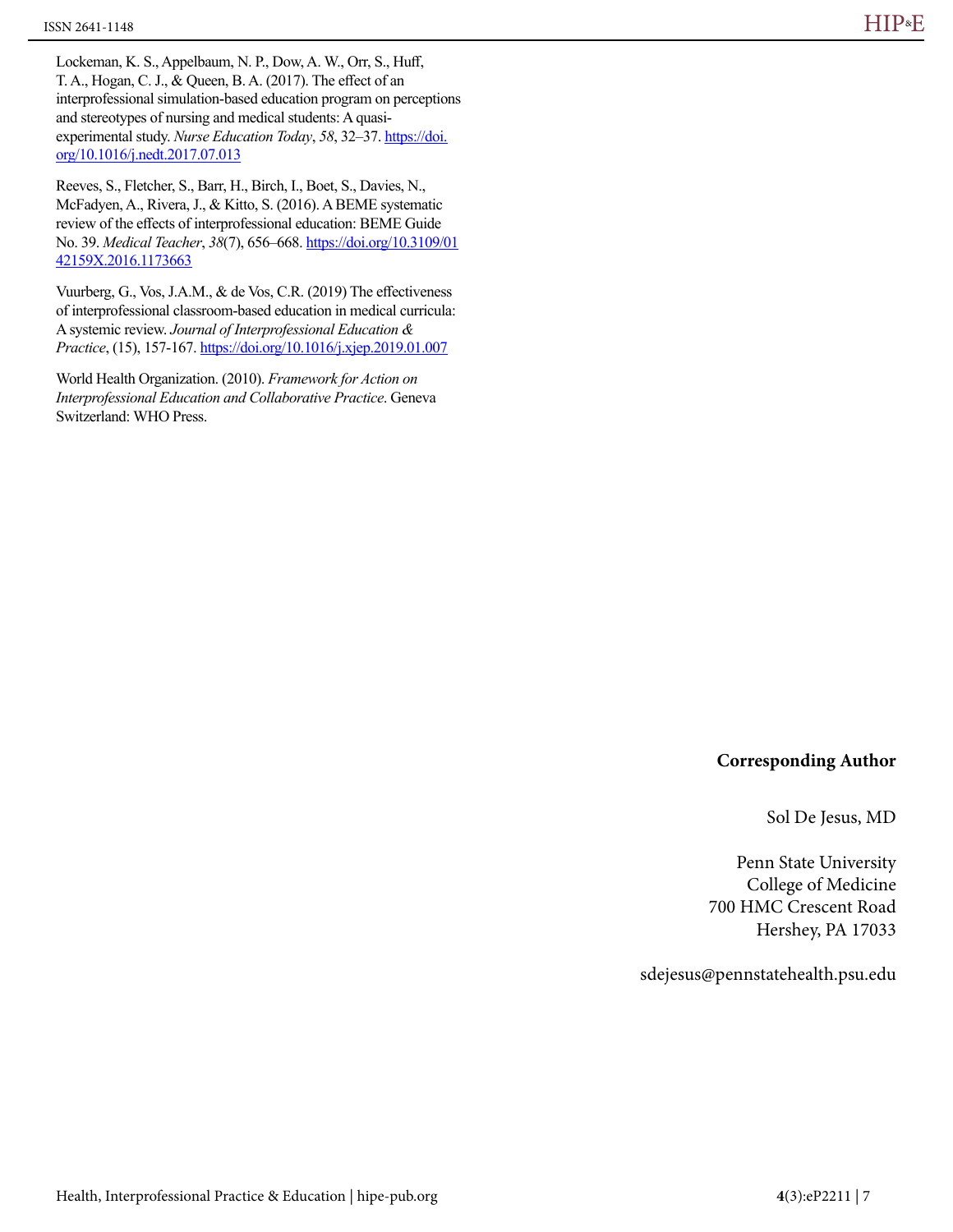Lockeman, K. S., Appelbaum, N. P., Dow, A. W., Orr, S., Huff, T. A., Hogan, C. J., & Queen, B. A. (2017). The effect of an interprofessional simulation-based education program on perceptions and stereotypes of nursing and medical students: A quasi-experimental study. *Nurse Education Today*, *58*, 32–37. https://doi.org/10.1016/j.nedt.2017.07.013

Reeves, S., Fletcher, S., Barr, H., Birch, I., Boet, S., Davies, N., McFadyen, A., Rivera, J., & Kitto, S. (2016). A BEME systematic review of the effects of interprofessional education: BEME Guide No. 39. *Medical Teacher*, *38*(7), 656–668. https://doi.org/10.3109/0142159X.2016.1173663

Vuurberg, G., Vos, J.A.M., & de Vos, C.R. (2019) The effectiveness of interprofessional classroom-based education in medical curricula: A systemic review. *Journal of Interprofessional Education & Practice*, (15), 157-167. https://doi.org/10.1016/j.xjep.2019.01.007

World Health Organization. (2010). *Framework for Action on Interprofessional Education and Collaborative Practice*. Geneva Switzerland: WHO Press.

**Corresponding Author**

Sol De Jesus, MD

Penn State University
College of Medicine
700 HMC Crescent Road
Hershey, PA 17033

sdejesus@pennstatehealth.psu.edu